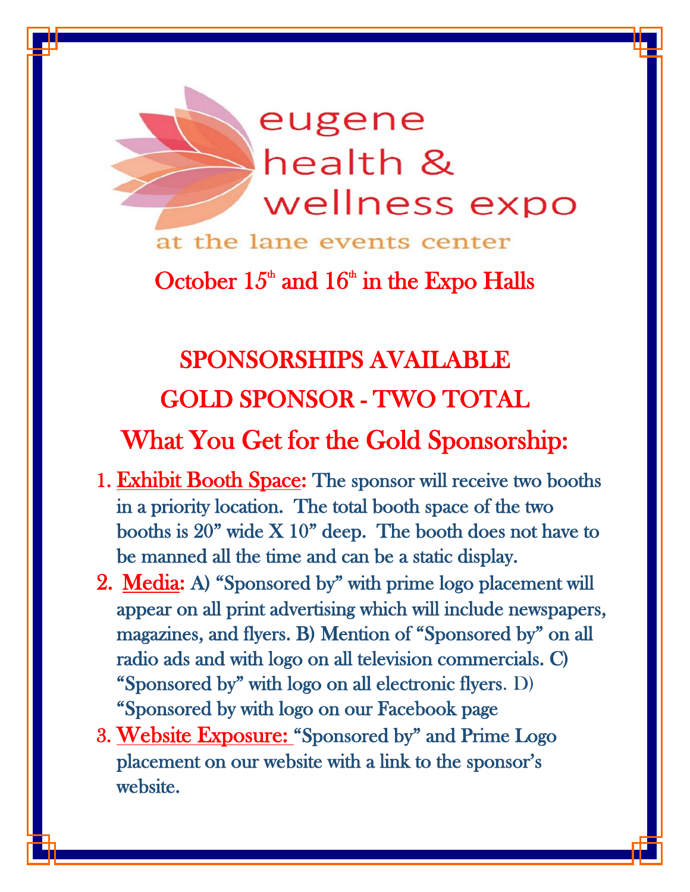# eugene health & wellness expo

at the lane events center

October 15th and 16th in the Expo Halls

## SPONSORSHIPS AVAILABLE

## GOLD SPONSOR - TWO TOTAL

## What You Get for the Gold Sponsorship:

1. Exhibit Booth Space: The sponsor will receive two booths in a priority location. The total booth space of the two booths is 20" wide X 10" deep. The booth does not have to be manned all the time and can be a static display.
2. Media: A) "Sponsored by" with prime logo placement will appear on all print advertising which will include newspapers, magazines, and flyers. B) Mention of "Sponsored by" on all radio ads and with logo on all television commercials. C) "Sponsored by" with logo on all electronic flyers. D) "Sponsored by with logo on our Facebook page
3. Website Exposure: "Sponsored by" and Prime Logo placement on our website with a link to the sponsor's website.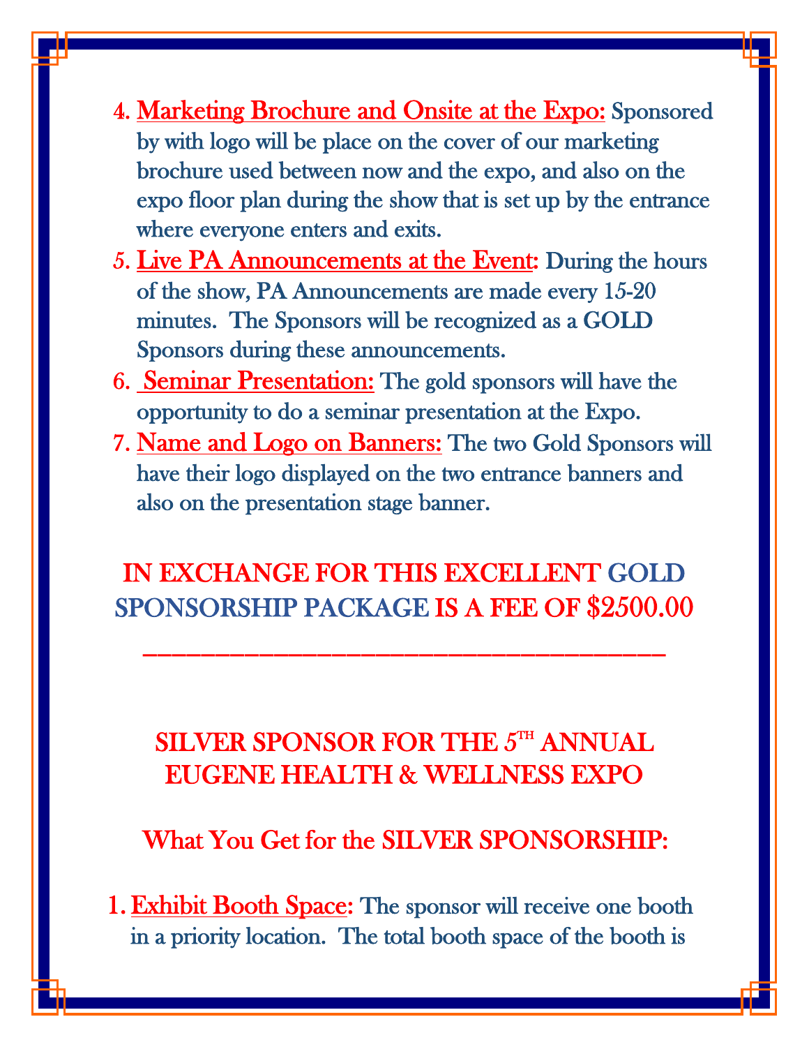4. **Marketing Brochure and Onsite at the Expo:** Sponsored by with logo will be place on the cover of our marketing brochure used between now and the expo, and also on the expo floor plan during the show that is set up by the entrance where everyone enters and exits.
5. **Live PA Announcements at the Event:** During the hours of the show, PA Announcements are made every 15-20 minutes. The Sponsors will be recognized as a GOLD Sponsors during these announcements.
6. **Seminar Presentation:** The gold sponsors will have the opportunity to do a seminar presentation at the Expo.
7. **Name and Logo on Banners:** The two Gold Sponsors will have their logo displayed on the two entrance banners and also on the presentation stage banner.

**IN EXCHANGE FOR THIS EXCELLENT GOLD SPONSORSHIP PACKAGE IS A FEE OF $2500.00**

______________________________________

## SILVER SPONSOR FOR THE 5TH ANNUAL EUGENE HEALTH & WELLNESS EXPO

### What You Get for the SILVER SPONSORSHIP:

1. **Exhibit Booth Space:** The sponsor will receive one booth in a priority location. The total booth space of the booth is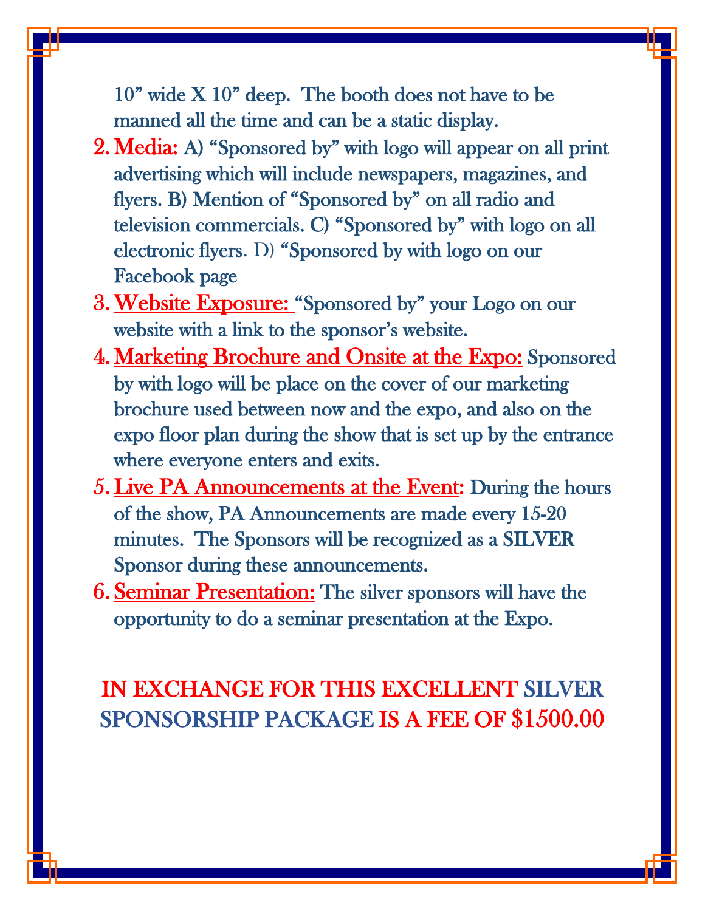10” wide X 10” deep. The booth does not have to be manned all the time and can be a static display.

2. **Media:** A) “Sponsored by” with logo will appear on all print advertising which will include newspapers, magazines, and flyers. B) Mention of “Sponsored by” on all radio and television commercials. C) “Sponsored by” with logo on all electronic flyers. D) “Sponsored by with logo on our Facebook page
3. **Website Exposure:** “Sponsored by” your Logo on our website with a link to the sponsor’s website.
4. **Marketing Brochure and Onsite at the Expo:** Sponsored by with logo will be place on the cover of our marketing brochure used between now and the expo, and also on the expo floor plan during the show that is set up by the entrance where everyone enters and exits.
5. **Live PA Announcements at the Event:** During the hours of the show, PA Announcements are made every 15-20 minutes. The Sponsors will be recognized as a SILVER Sponsor during these announcements.
6. **Seminar Presentation:** The silver sponsors will have the opportunity to do a seminar presentation at the Expo.

**IN EXCHANGE FOR THIS EXCELLENT SILVER SPONSORSHIP PACKAGE IS A FEE OF $1500.00**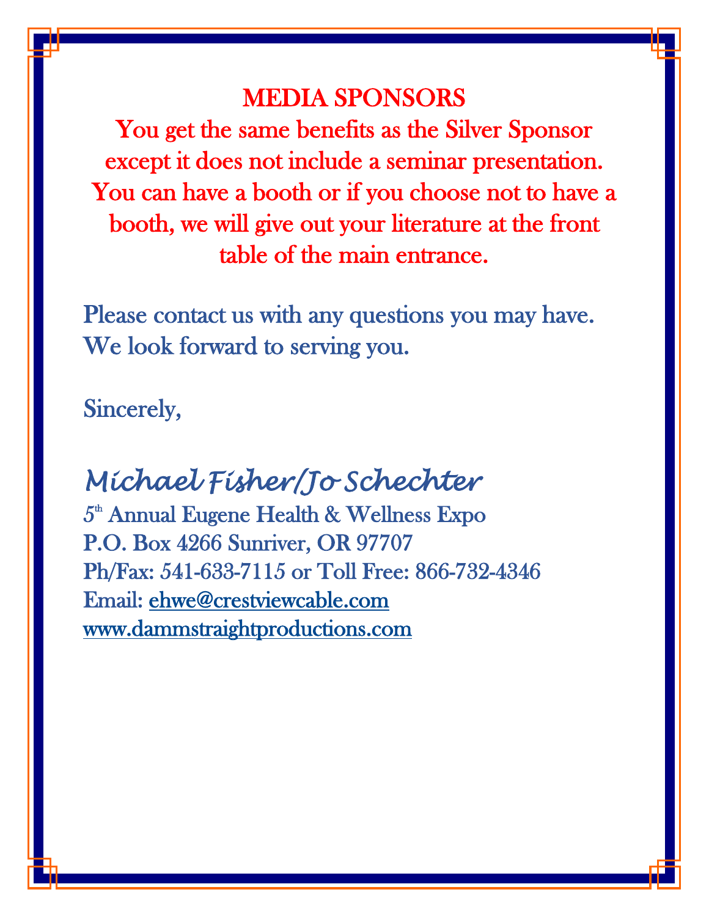## MEDIA SPONSORS

You get the same benefits as the Silver Sponsor except it does not include a seminar presentation. You can have a booth or if you choose not to have a booth, we will give out your literature at the front table of the main entrance.

Please contact us with any questions you may have. We look forward to serving you.

Sincerely,

*Michael Fisher/Jo Schechter*

5th Annual Eugene Health & Wellness Expo
P.O. Box 4266 Sunriver, OR 97707
Ph/Fax: 541-633-7115 or Toll Free: 866-732-4346
Email: ehwe@crestviewcable.com
www.dammstraightproductions.com